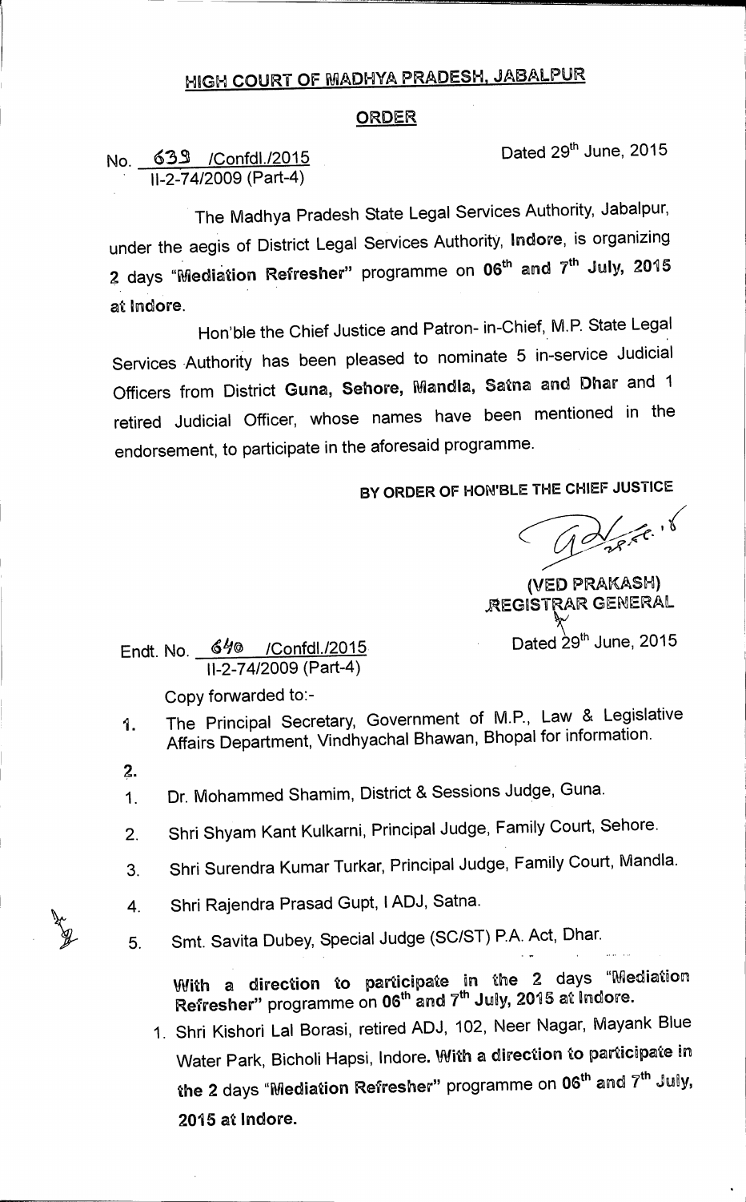# HIGH COURT OF MADHYA PRADESH, JABALPUR

## ORDER

No. 639 /Confdl./2015 Dated 29th June, 2015
II-2-74/2009 (Part-4)

The Madhya Pradesh State Legal Services Authority, Jabalpur, under the aegis of District Legal Services Authority, **Indore**, is organizing 2 days **"Mediation Refresher"** programme on **06th and 7th July, 2015 at Indore.**

Hon'ble the Chief Justice and Patron- in-Chief, M.P. State Legal Services Authority has been pleased to nominate 5 in-service Judicial Officers from District **Guna, Sehore, Mandla, Satna and Dhar** and 1 retired Judicial Officer, whose names have been mentioned in the endorsement, to participate in the aforesaid programme.

**BY ORDER OF HON'BLE THE CHIEF JUSTICE**

**(VED PRAKASH)**
**REGISTRAR GENERAL**

Endt. No. 640 /Confdl./2015 Dated 29th June, 2015
II-2-74/2009 (Part-4)

Copy forwarded to:-

1. The Principal Secretary, Government of M.P., Law & Legislative Affairs Department, Vindhyachal Bhawan, Bhopal for information.
2. 
   1. Dr. Mohammed Shamim, District & Sessions Judge, Guna.
   2. Shri Shyam Kant Kulkarni, Principal Judge, Family Court, Sehore.
   3. Shri Surendra Kumar Turkar, Principal Judge, Family Court, Mandla.
   4. Shri Rajendra Prasad Gupt, I ADJ, Satna.
   5. Smt. Savita Dubey, Special Judge (SC/ST) P.A. Act, Dhar.

   **With a direction to participate in the 2 days "Mediation Refresher"** programme on **06th and 7th July, 2015 at Indore.**

   1. Shri Kishori Lal Borasi, retired ADJ, 102, Neer Nagar, Mayank Blue Water Park, Bicholi Hapsi, Indore. **With a direction to participate in the 2 days "Mediation Refresher"** programme on **06th and 7th July, 2015 at Indore.**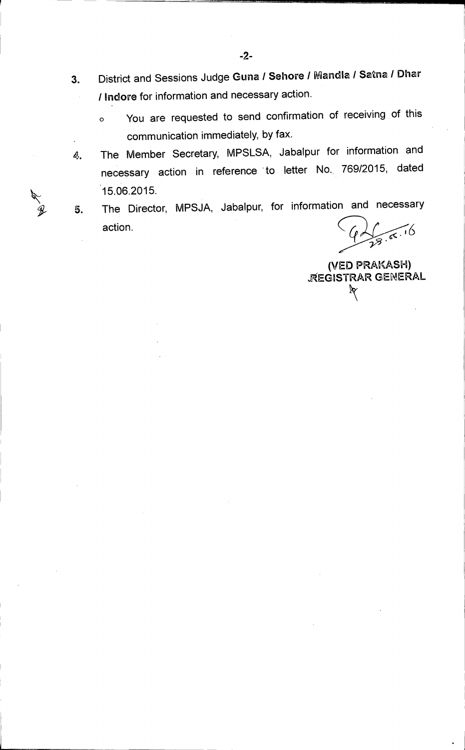3. District and Sessions Judge **Guna / Sehore / Mandla / Satna / Dhar / Indore** for information and necessary action.

   - You are requested to send confirmation of receiving of this communication immediately, by fax.

4. The Member Secretary, MPSLSA, Jabalpur for information and necessary action in reference to letter No. 769/2015, dated 15.06.2015.

5. The Director, MPSJA, Jabalpur, for information and necessary action.

**(VED PRAKASH)**
**REGISTRAR GENERAL**